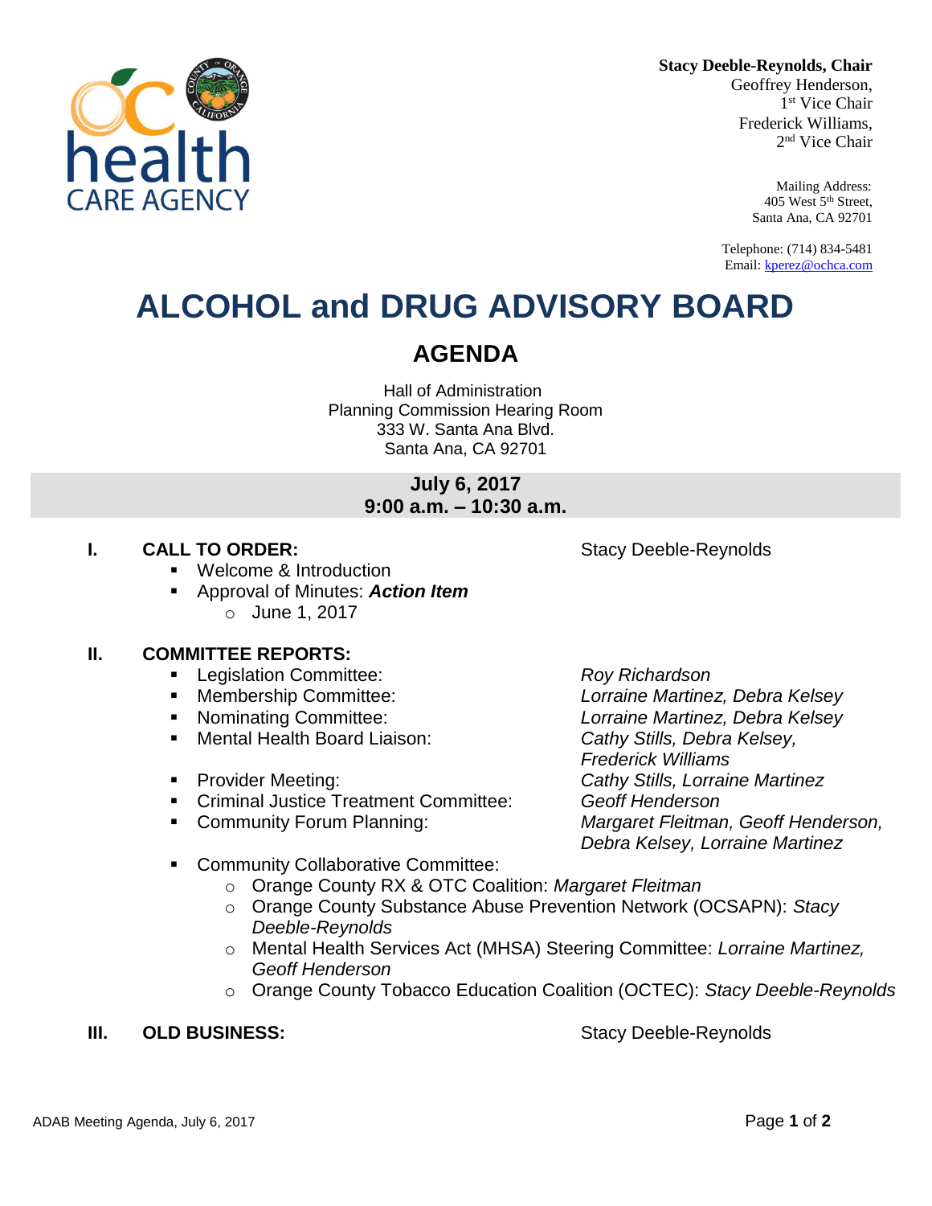**Stacy Deeble-Reynolds, Chair**
Geoffrey Henderson,
1st Vice Chair
Frederick Williams,
2nd Vice Chair

Mailing Address:
405 West 5th Street,
Santa Ana, CA 92701

Telephone: (714) 834-5481
Email: kperez@ochca.com

# ALCOHOL and DRUG ADVISORY BOARD

## AGENDA

Hall of Administration
Planning Commission Hearing Room
333 W. Santa Ana Blvd.
Santa Ana, CA 92701

**July 6, 2017**
**9:00 a.m. – 10:30 a.m.**

**I. CALL TO ORDER:** Stacy Deeble-Reynolds

- Welcome & Introduction
- Approval of Minutes: ***Action Item***
  - June 1, 2017

**II. COMMITTEE REPORTS:**

- Legislation Committee: *Roy Richardson*
- Membership Committee: *Lorraine Martinez, Debra Kelsey*
- Nominating Committee: *Lorraine Martinez, Debra Kelsey*
- Mental Health Board Liaison: *Cathy Stills, Debra Kelsey, Frederick Williams*
- Provider Meeting: *Cathy Stills, Lorraine Martinez*
- Criminal Justice Treatment Committee: *Geoff Henderson*
- Community Forum Planning: *Margaret Fleitman, Geoff Henderson, Debra Kelsey, Lorraine Martinez*
- Community Collaborative Committee:
  - Orange County RX & OTC Coalition: *Margaret Fleitman*
  - Orange County Substance Abuse Prevention Network (OCSAPN): *Stacy Deeble-Reynolds*
  - Mental Health Services Act (MHSA) Steering Committee: *Lorraine Martinez, Geoff Henderson*
  - Orange County Tobacco Education Coalition (OCTEC): *Stacy Deeble-Reynolds*

**III. OLD BUSINESS:** Stacy Deeble-Reynolds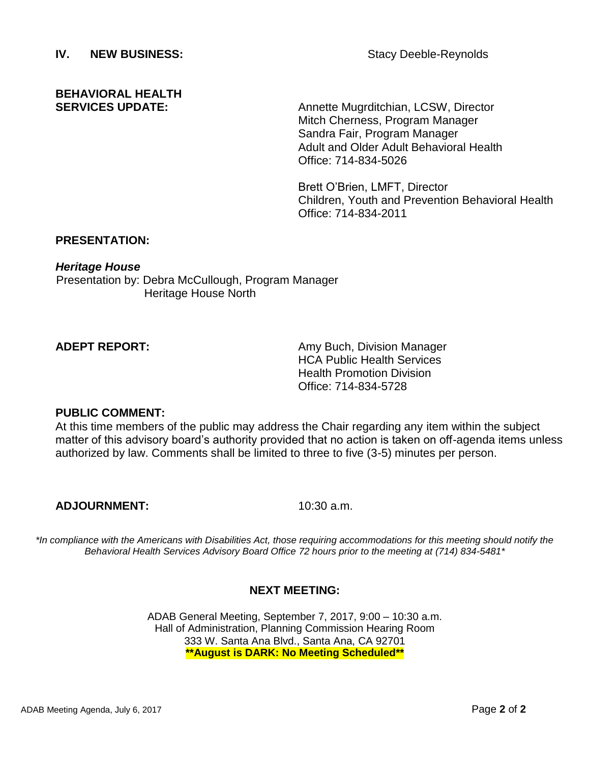## IV. NEW BUSINESS:

Stacy Deeble-Reynolds

**BEHAVIORAL HEALTH SERVICES UPDATE:**

Annette Mugrditchian, LCSW, Director
Mitch Cherness, Program Manager
Sandra Fair, Program Manager
Adult and Older Adult Behavioral Health
Office: 714-834-5026

Brett O'Brien, LMFT, Director
Children, Youth and Prevention Behavioral Health
Office: 714-834-2011

**PRESENTATION:**

***Heritage House***

Presentation by: Debra McCullough, Program Manager
Heritage House North

**ADEPT REPORT:**

Amy Buch, Division Manager
HCA Public Health Services
Health Promotion Division
Office: 714-834-5728

**PUBLIC COMMENT:**

At this time members of the public may address the Chair regarding any item within the subject matter of this advisory board's authority provided that no action is taken on off-agenda items unless authorized by law. Comments shall be limited to three to five (3-5) minutes per person.

**ADJOURNMENT:** 10:30 a.m.

*\*In compliance with the Americans with Disabilities Act, those requiring accommodations for this meeting should notify the Behavioral Health Services Advisory Board Office 72 hours prior to the meeting at (714) 834-5481\**

**NEXT MEETING:**

ADAB General Meeting, September 7, 2017, 9:00 – 10:30 a.m.
Hall of Administration, Planning Commission Hearing Room
333 W. Santa Ana Blvd., Santa Ana, CA 92701
**\*\*August is DARK: No Meeting Scheduled\*\***

ADAB Meeting Agenda, July 6, 2017